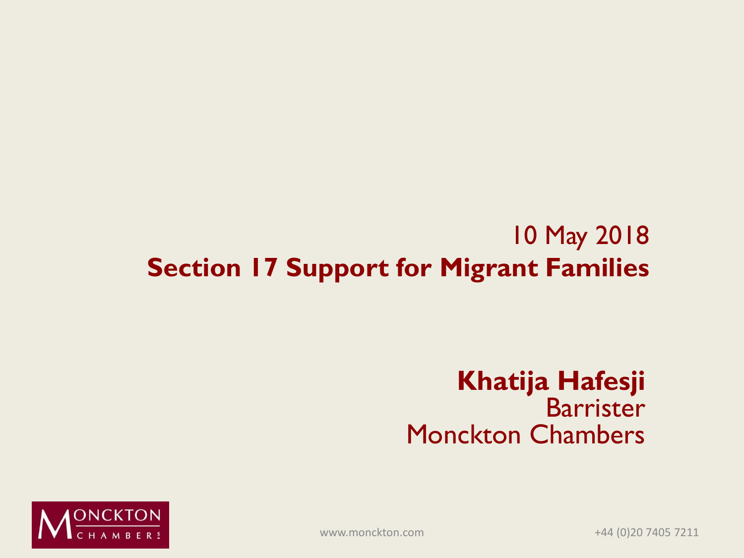10 May 2018

# Section 17 Support for Migrant Families

**Khatija Hafesji**
Barrister
Monckton Chambers

www.monckton.com

+44 (0)20 7405 7211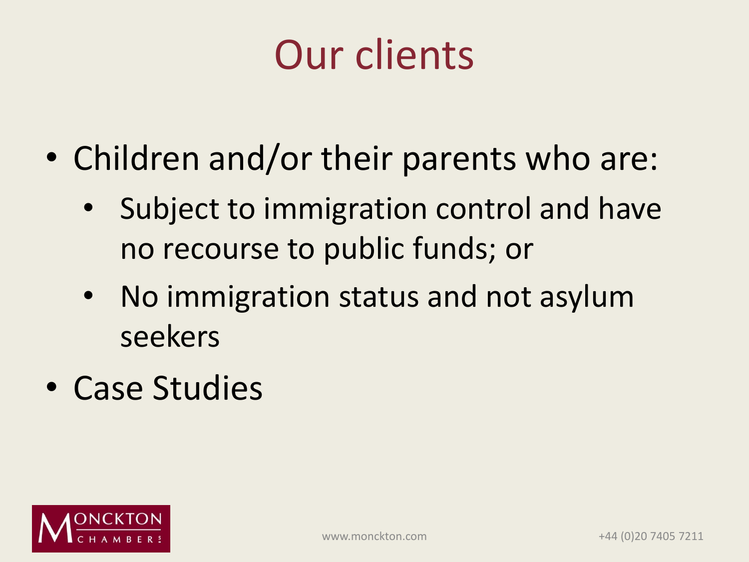# Our clients

- Children and/or their parents who are:
  - Subject to immigration control and have no recourse to public funds; or
  - No immigration status and not asylum seekers
- Case Studies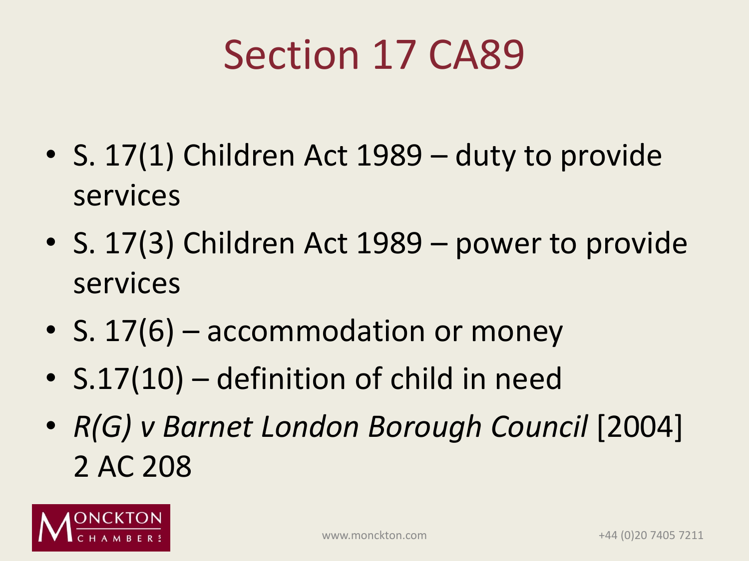# Section 17 CA89

- S. 17(1) Children Act 1989 – duty to provide services
- S. 17(3) Children Act 1989 – power to provide services
- S. 17(6) – accommodation or money
- S.17(10) – definition of child in need
- *R(G) v Barnet London Borough Council* [2004] 2 AC 208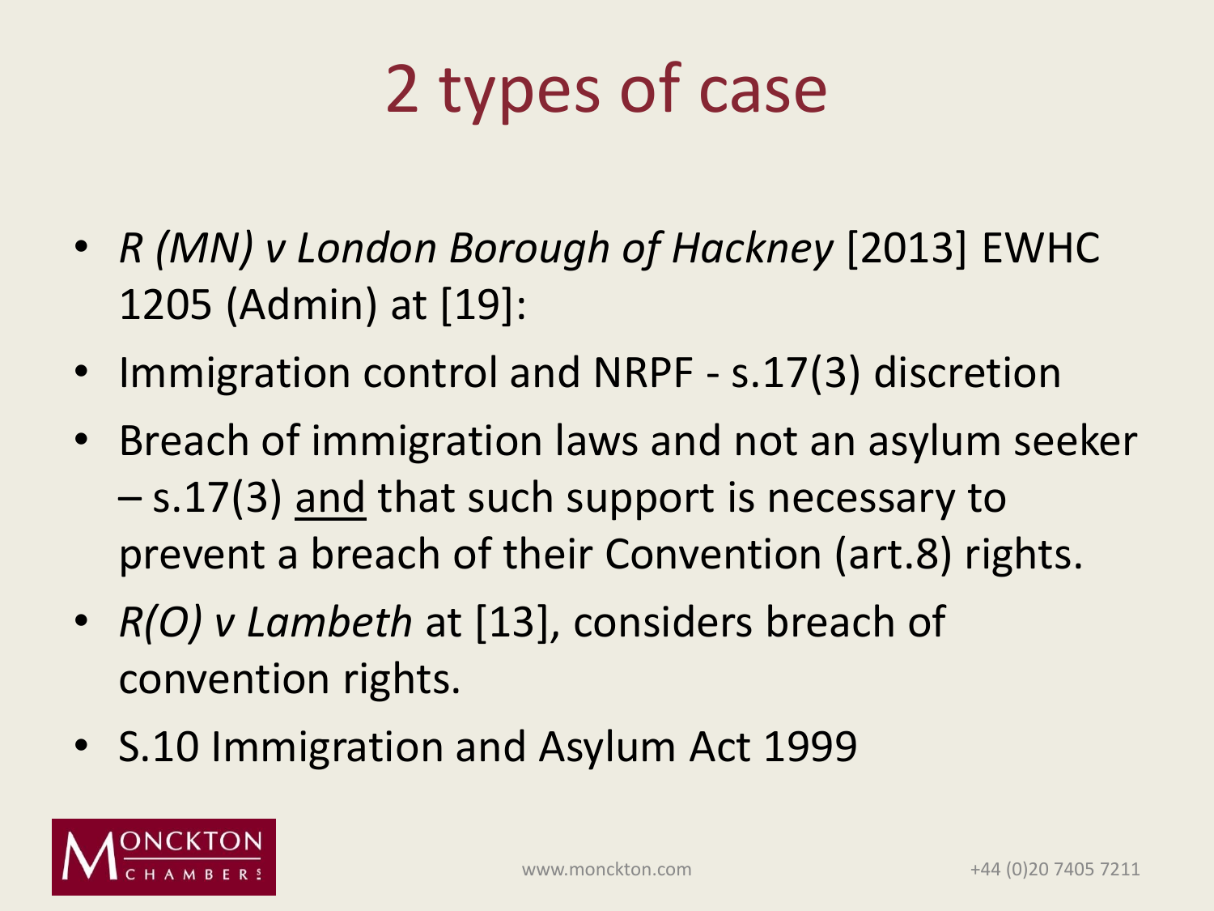# 2 types of case

- *R (MN) v London Borough of Hackney* [2013] EWHC 1205 (Admin) at [19]:
- Immigration control and NRPF - s.17(3) discretion
- Breach of immigration laws and not an asylum seeker – s.17(3) <u>and</u> that such support is necessary to prevent a breach of their Convention (art.8) rights.
- *R(O) v Lambeth* at [13], considers breach of convention rights.
- S.10 Immigration and Asylum Act 1999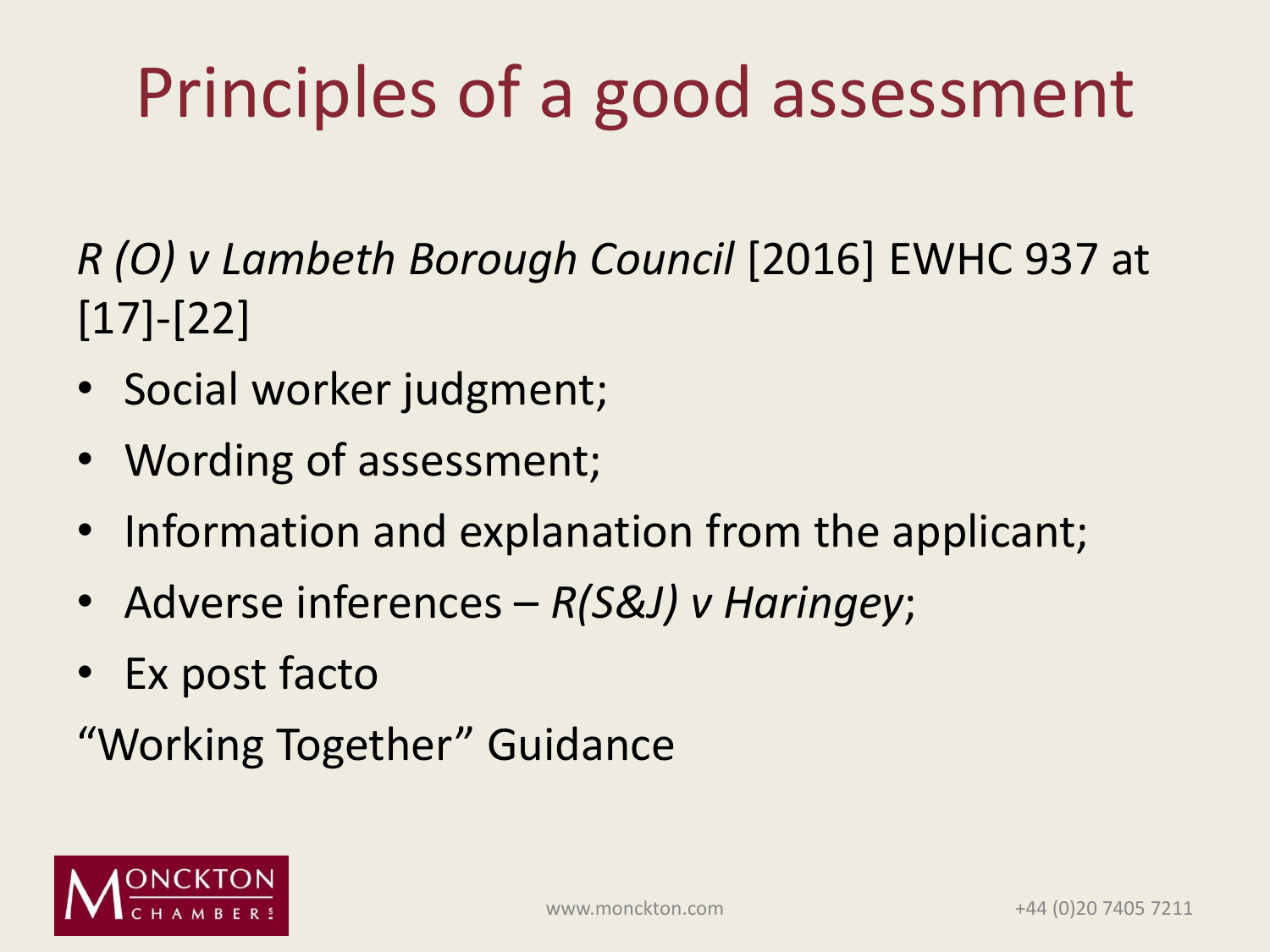# Principles of a good assessment

*R (O) v Lambeth Borough Council* [2016] EWHC 937 at [17]-[22]

- Social worker judgment;
- Wording of assessment;
- Information and explanation from the applicant;
- Adverse inferences – *R(S&J) v Haringey*;
- Ex post facto

"Working Together" Guidance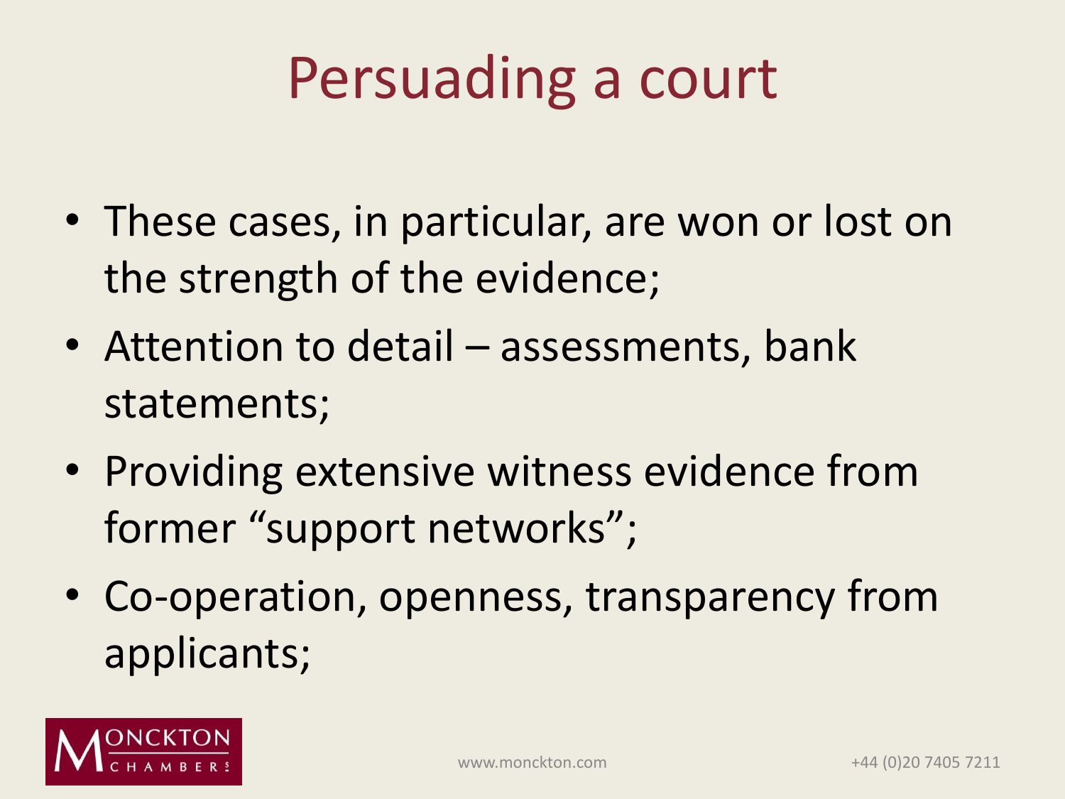# Persuading a court

- These cases, in particular, are won or lost on the strength of the evidence;
- Attention to detail – assessments, bank statements;
- Providing extensive witness evidence from former "support networks";
- Co-operation, openness, transparency from applicants;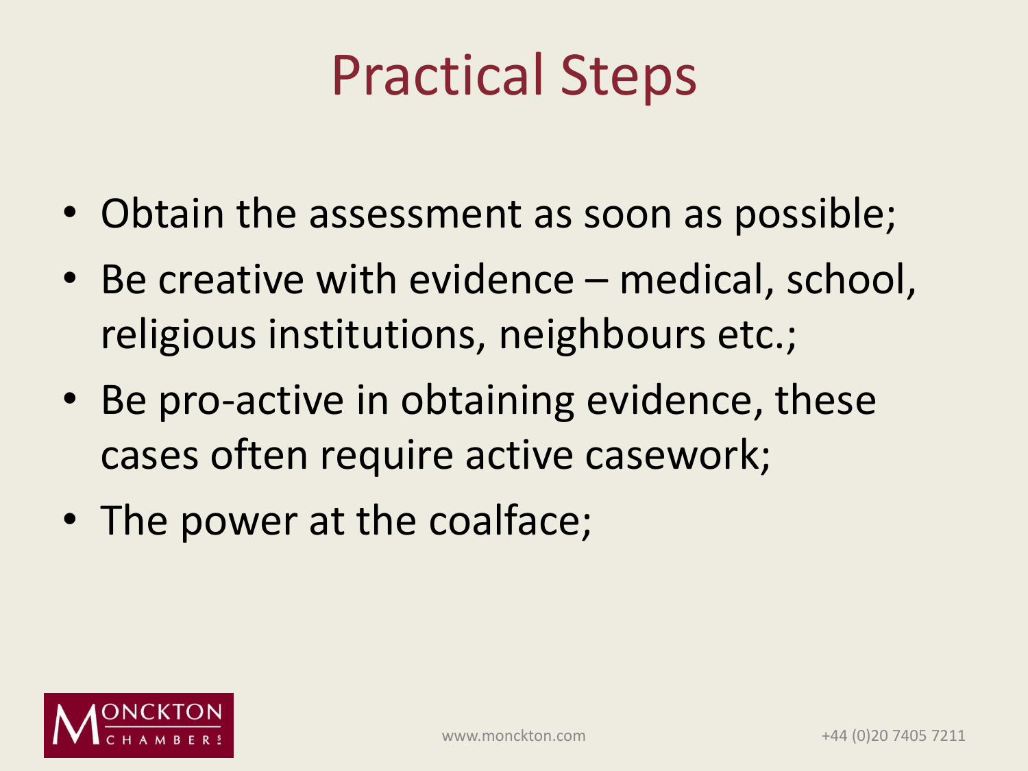# Practical Steps

- Obtain the assessment as soon as possible;
- Be creative with evidence – medical, school, religious institutions, neighbours etc.;
- Be pro-active in obtaining evidence, these cases often require active casework;
- The power at the coalface;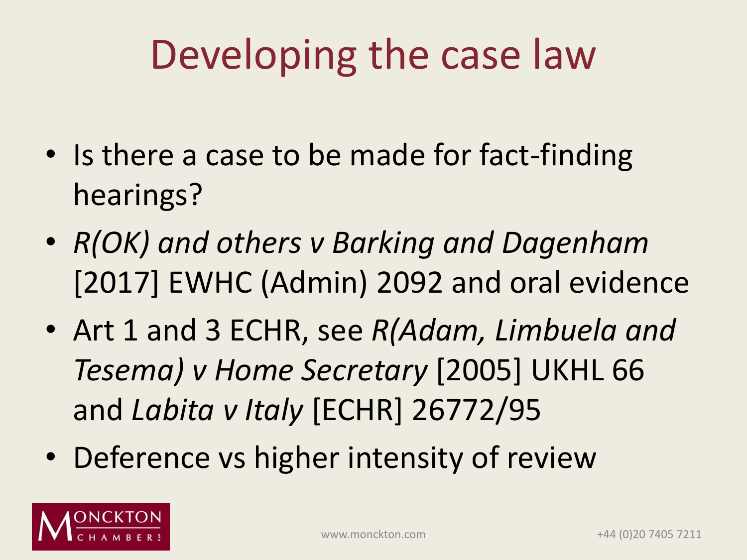# Developing the case law

- Is there a case to be made for fact-finding hearings?
- *R(OK) and others v Barking and Dagenham* [2017] EWHC (Admin) 2092 and oral evidence
- Art 1 and 3 ECHR, see *R(Adam, Limbuela and Tesema) v Home Secretary* [2005] UKHL 66 and *Labita v Italy* [ECHR] 26772/95
- Deference vs higher intensity of review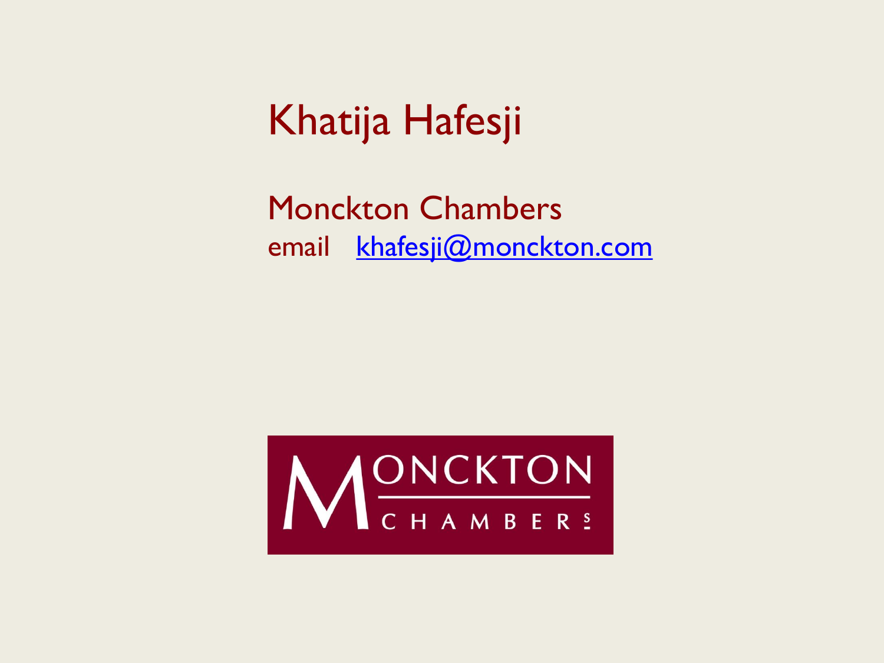# Khatija Hafesji

## Monckton Chambers

email khafesji@monckton.com

MONCKTON CHAMBERS